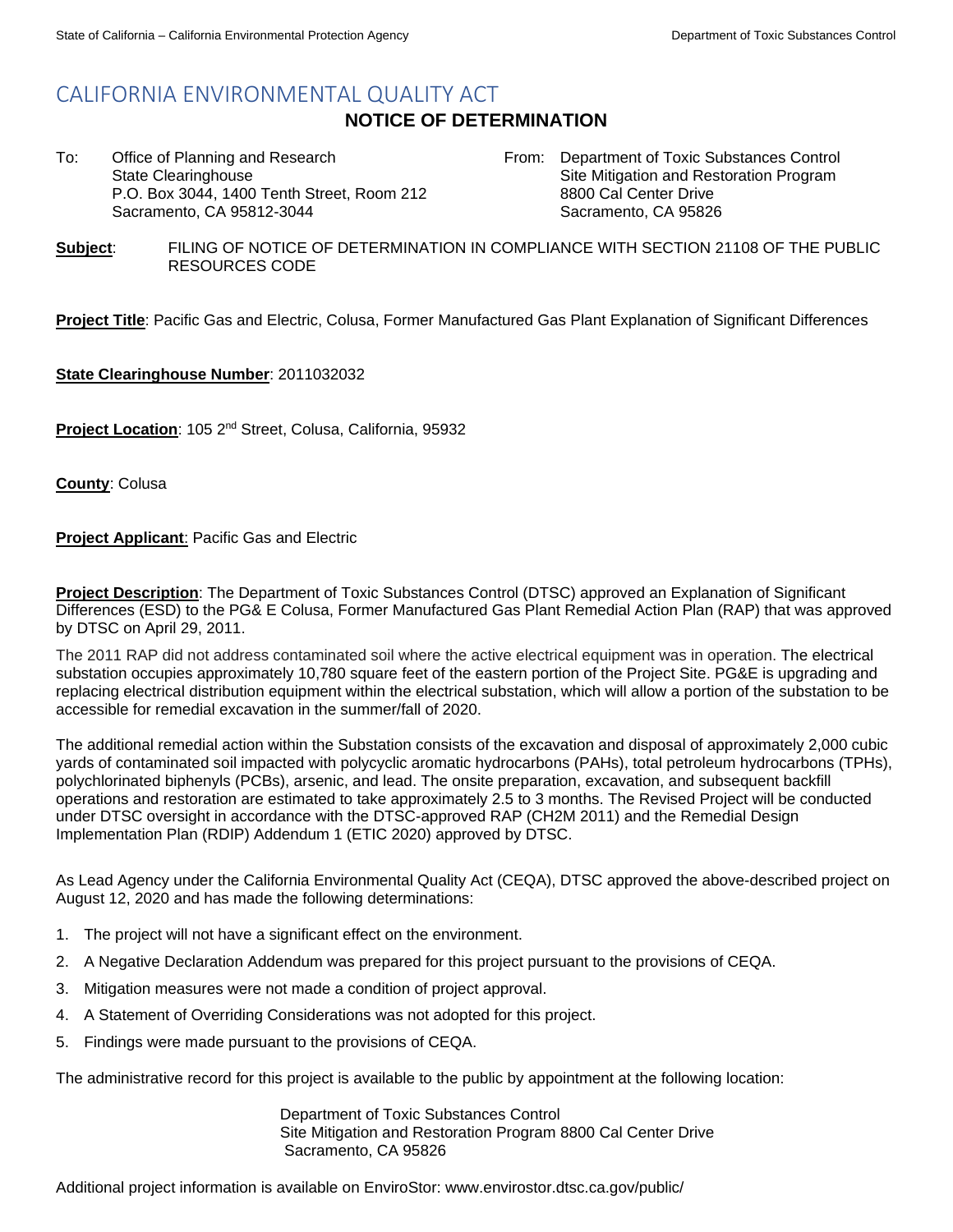# CALIFORNIA ENVIRONMENTAL QUALITY ACT

## NOTICE OF DETERMINATION

To: Office of Planning and Research
State Clearinghouse
P.O. Box 3044, 1400 Tenth Street, Room 212
Sacramento, CA 95812-3044

From: Department of Toxic Substances Control
Site Mitigation and Restoration Program
8800 Cal Center Drive
Sacramento, CA 95826

**Subject**: FILING OF NOTICE OF DETERMINATION IN COMPLIANCE WITH SECTION 21108 OF THE PUBLIC RESOURCES CODE

**Project Title**: Pacific Gas and Electric, Colusa, Former Manufactured Gas Plant Explanation of Significant Differences

**State Clearinghouse Number**: 2011032032

**Project Location**: 105 2nd Street, Colusa, California, 95932

**County**: Colusa

**Project Applicant**: Pacific Gas and Electric

**Project Description**: The Department of Toxic Substances Control (DTSC) approved an Explanation of Significant Differences (ESD) to the PG& E Colusa, Former Manufactured Gas Plant Remedial Action Plan (RAP) that was approved by DTSC on April 29, 2011.

The 2011 RAP did not address contaminated soil where the active electrical equipment was in operation. The electrical substation occupies approximately 10,780 square feet of the eastern portion of the Project Site. PG&E is upgrading and replacing electrical distribution equipment within the electrical substation, which will allow a portion of the substation to be accessible for remedial excavation in the summer/fall of 2020.

The additional remedial action within the Substation consists of the excavation and disposal of approximately 2,000 cubic yards of contaminated soil impacted with polycyclic aromatic hydrocarbons (PAHs), total petroleum hydrocarbons (TPHs), polychlorinated biphenyls (PCBs), arsenic, and lead. The onsite preparation, excavation, and subsequent backfill operations and restoration are estimated to take approximately 2.5 to 3 months. The Revised Project will be conducted under DTSC oversight in accordance with the DTSC-approved RAP (CH2M 2011) and the Remedial Design Implementation Plan (RDIP) Addendum 1 (ETIC 2020) approved by DTSC.

As Lead Agency under the California Environmental Quality Act (CEQA), DTSC approved the above-described project on August 12, 2020 and has made the following determinations:

1. The project will not have a significant effect on the environment.
2. A Negative Declaration Addendum was prepared for this project pursuant to the provisions of CEQA.
3. Mitigation measures were not made a condition of project approval.
4. A Statement of Overriding Considerations was not adopted for this project.
5. Findings were made pursuant to the provisions of CEQA.

The administrative record for this project is available to the public by appointment at the following location:

Department of Toxic Substances Control
Site Mitigation and Restoration Program 8800 Cal Center Drive
Sacramento, CA 95826

Additional project information is available on EnviroStor: www.envirostor.dtsc.ca.gov/public/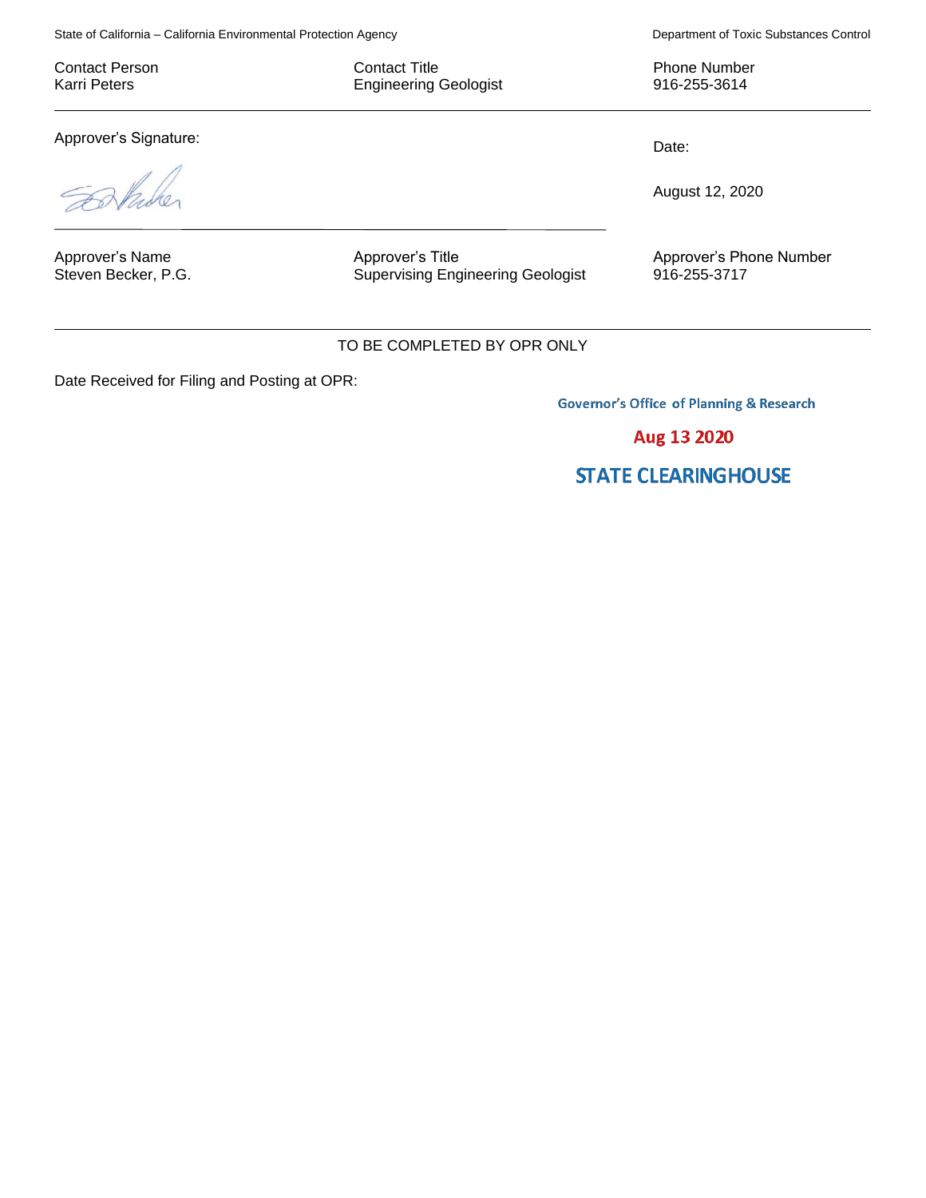Contact Person
Karri Peters

Contact Title
Engineering Geologist

Phone Number
916-255-3614

---

Approver's Signature:

Date:

August 12, 2020

Approver's Name
Steven Becker, P.G.

Approver's Title
Supervising Engineering Geologist

Approver's Phone Number
916-255-3717

---

TO BE COMPLETED BY OPR ONLY

Date Received for Filing and Posting at OPR:

Governor's Office of Planning & Research

Aug 13 2020

STATE CLEARINGHOUSE